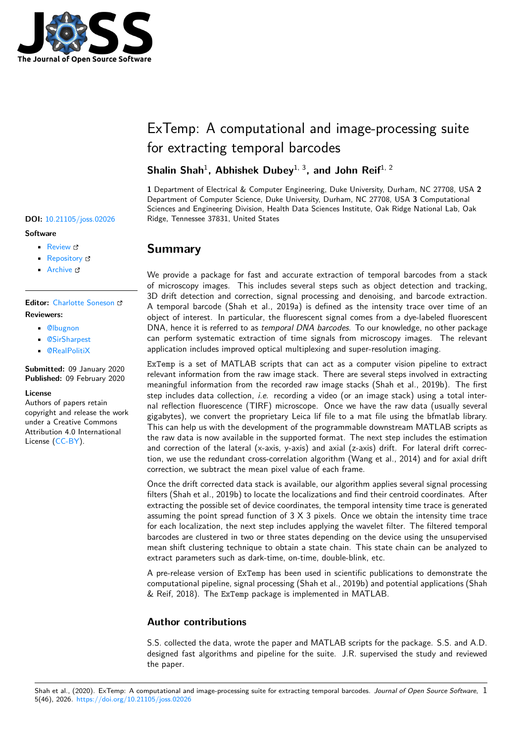# ExTemp: A computational and image-processing suite for extracting temporal barcodes

**Shalin Shah**[1], **Abhishek Dubey**[1, 3], **and John Reif**[1, 2]

**1** Department of Electrical & Computer Engineering, Duke University, Durham, NC 27708, USA **2** Department of Computer Science, Duke University, Durham, NC 27708, USA **3** Computational Sciences and Engineering Division, Health Data Sciences Institute, Oak Ridge National Lab, Oak Ridge, Tennessee 37831, United States

**DOI:** 10.21105/joss.02026

**Software**

- Review
- Repository
- Archive

**Editor:** Charlotte Soneson

**Reviewers:**

- @lbugnon
- @SirSharpest
- @RealPolitiX

**Submitted:** 09 January 2020
**Published:** 09 February 2020

**License**
Authors of papers retain copyright and release the work under a Creative Commons Attribution 4.0 International License (CC-BY).

## Summary

We provide a package for fast and accurate extraction of temporal barcodes from a stack of microscopy images. This includes several steps such as object detection and tracking, 3D drift detection and correction, signal processing and denoising, and barcode extraction. A temporal barcode (Shah et al., 2019a) is defined as the intensity trace over time of an object of interest. In particular, the fluorescent signal comes from a dye-labeled fluorescent DNA, hence it is referred to as *temporal DNA barcodes*. To our knowledge, no other package can perform systematic extraction of time signals from microscopy images. The relevant application includes improved optical multiplexing and super-resolution imaging.

`ExTemp` is a set of MATLAB scripts that can act as a computer vision pipeline to extract relevant information from the raw image stack. There are several steps involved in extracting meaningful information from the recorded raw image stacks (Shah et al., 2019b). The first step includes data collection, *i.e.* recording a video (or an image stack) using a total internal reflection fluorescence (TIRF) microscope. Once we have the raw data (usually several gigabytes), we convert the proprietary Leica lif file to a mat file using the bfmatlab library. This can help us with the development of the programmable downstream MATLAB scripts as the raw data is now available in the supported format. The next step includes the estimation and correction of the lateral (x-axis, y-axis) and axial (z-axis) drift. For lateral drift correction, we use the redundant cross-correlation algorithm (Wang et al., 2014) and for axial drift correction, we subtract the mean pixel value of each frame.

Once the drift corrected data stack is available, our algorithm applies several signal processing filters (Shah et al., 2019b) to locate the localizations and find their centroid coordinates. After extracting the possible set of device coordinates, the temporal intensity time trace is generated assuming the point spread function of 3 X 3 pixels. Once we obtain the intensity time trace for each localization, the next step includes applying the wavelet filter. The filtered temporal barcodes are clustered in two or three states depending on the device using the unsupervised mean shift clustering technique to obtain a state chain. This state chain can be analyzed to extract parameters such as dark-time, on-time, double-blink, etc.

A pre-release version of `ExTemp` has been used in scientific publications to demonstrate the computational pipeline, signal processing (Shah et al., 2019b) and potential applications (Shah & Reif, 2018). The `ExTemp` package is implemented in MATLAB.

### Author contributions

S.S. collected the data, wrote the paper and MATLAB scripts for the package. S.S. and A.D. designed fast algorithms and pipeline for the suite. J.R. supervised the study and reviewed the paper.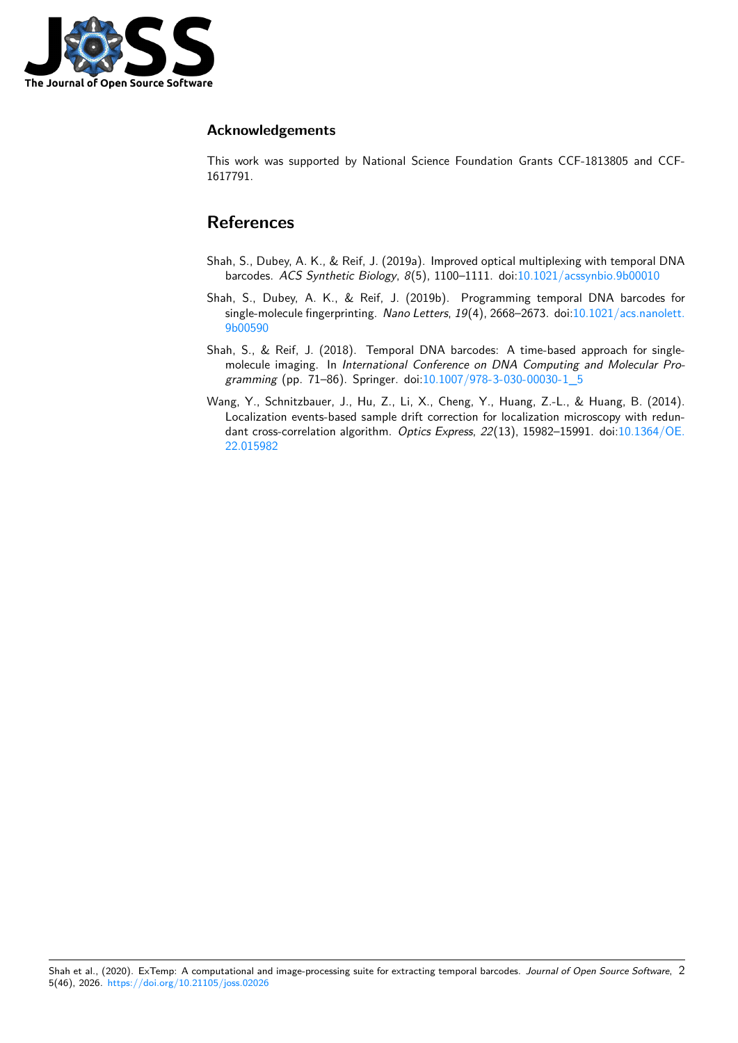## Acknowledgements

This work was supported by National Science Foundation Grants CCF-1813805 and CCF-1617791.

## References

Shah, S., Dubey, A. K., & Reif, J. (2019a). Improved optical multiplexing with temporal DNA barcodes. *ACS Synthetic Biology*, *8*(5), 1100–1111. doi:10.1021/acssynbio.9b00010

Shah, S., Dubey, A. K., & Reif, J. (2019b). Programming temporal DNA barcodes for single-molecule fingerprinting. *Nano Letters*, *19*(4), 2668–2673. doi:10.1021/acs.nanolett.9b00590

Shah, S., & Reif, J. (2018). Temporal DNA barcodes: A time-based approach for single-molecule imaging. In *International Conference on DNA Computing and Molecular Programming* (pp. 71–86). Springer. doi:10.1007/978-3-030-00030-1_5

Wang, Y., Schnitzbauer, J., Hu, Z., Li, X., Cheng, Y., Huang, Z.-L., & Huang, B. (2014). Localization events-based sample drift correction for localization microscopy with redundant cross-correlation algorithm. *Optics Express*, *22*(13), 15982–15991. doi:10.1364/OE.22.015982